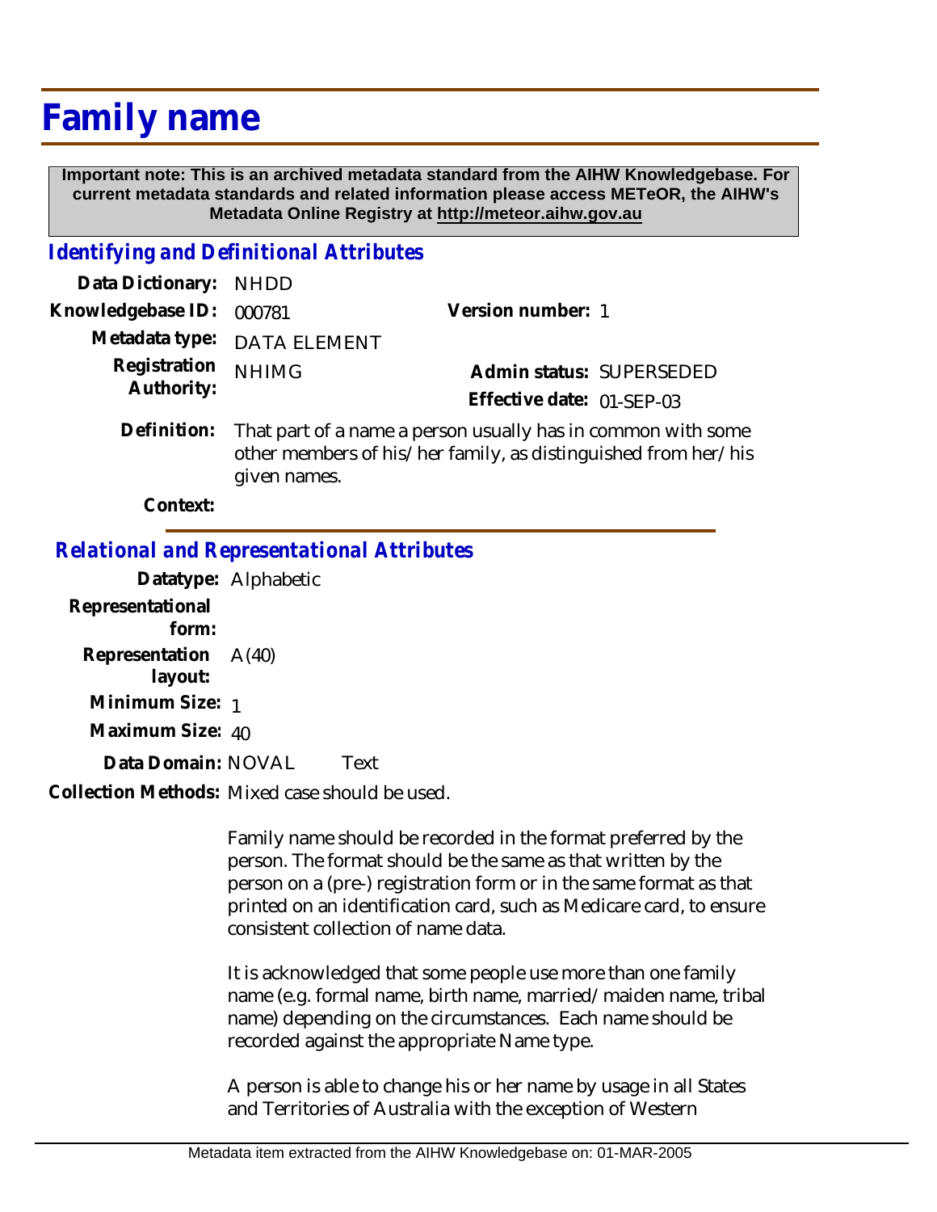# Family name

**Important note: This is an archived metadata standard from the AIHW Knowledgebase. For current metadata standards and related information please access METeOR, the AIHW's Metadata Online Registry at http://meteor.aihw.gov.au**

## *Identifying and Definitional Attributes*

**Data Dictionary:** NHDD

**Knowledgebase ID:** 000781 **Version number:** 1

**Metadata type:** DATA ELEMENT

**Registration Authority:** NHIMG **Admin status:** SUPERSEDED

**Effective date:** 01-SEP-03

**Definition:** That part of a name a person usually has in common with some other members of his/her family, as distinguished from her/his given names.

**Context:**

## *Relational and Representational Attributes*

**Datatype:** Alphabetic

**Representational form:**

**Representation layout:** A(40)

**Minimum Size:** 1

**Maximum Size:** 40

**Data Domain:** NOVAL Text

**Collection Methods:** Mixed case should be used.

Family name should be recorded in the format preferred by the person. The format should be the same as that written by the person on a (pre-) registration form or in the same format as that printed on an identification card, such as Medicare card, to ensure consistent collection of name data.

It is acknowledged that some people use more than one family name (e.g. formal name, birth name, married/maiden name, tribal name) depending on the circumstances. Each name should be recorded against the appropriate Name type.

A person is able to change his or her name by usage in all States and Territories of Australia with the exception of Western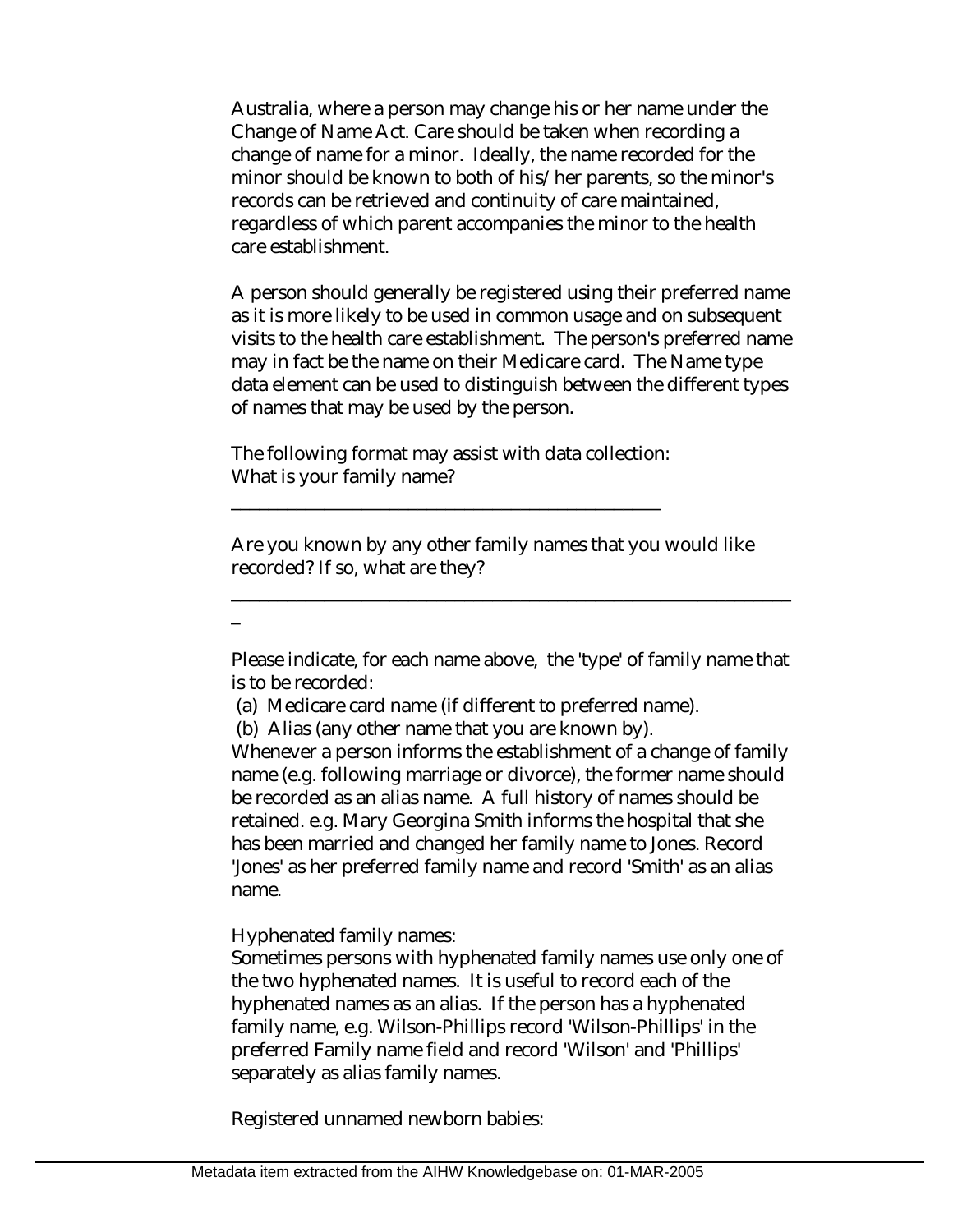Australia, where a person may change his or her name under the Change of Name Act. Care should be taken when recording a change of name for a minor. Ideally, the name recorded for the minor should be known to both of his/her parents, so the minor's records can be retrieved and continuity of care maintained, regardless of which parent accompanies the minor to the health care establishment.

A person should generally be registered using their preferred name as it is more likely to be used in common usage and on subsequent visits to the health care establishment. The person's preferred name may in fact be the name on their Medicare card. The Name type data element can be used to distinguish between the different types of names that may be used by the person.

The following format may assist with data collection:
What is your family name?

_____________________________________________

Are you known by any other family names that you would like recorded? If so, what are they?

______________________________________________________

_

Please indicate, for each name above, the 'type' of family name that is to be recorded:

(a) Medicare card name (if different to preferred name).

(b) Alias (any other name that you are known by).

Whenever a person informs the establishment of a change of family name (e.g. following marriage or divorce), the former name should be recorded as an alias name. A full history of names should be retained. e.g. Mary Georgina Smith informs the hospital that she has been married and changed her family name to Jones. Record 'Jones' as her preferred family name and record 'Smith' as an alias name.

Hyphenated family names:
Sometimes persons with hyphenated family names use only one of the two hyphenated names. It is useful to record each of the hyphenated names as an alias. If the person has a hyphenated family name, e.g. Wilson-Phillips record 'Wilson-Phillips' in the preferred Family name field and record 'Wilson' and 'Phillips' separately as alias family names.

Registered unnamed newborn babies: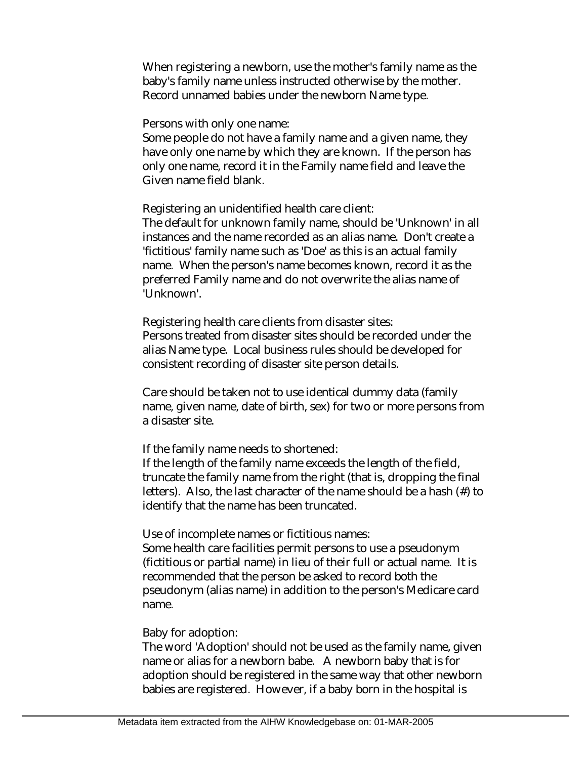When registering a newborn, use the mother's family name as the baby's family name unless instructed otherwise by the mother. Record unnamed babies under the newborn Name type.

Persons with only one name:
Some people do not have a family name and a given name, they have only one name by which they are known. If the person has only one name, record it in the Family name field and leave the Given name field blank.

Registering an unidentified health care client:
The default for unknown family name, should be 'Unknown' in all instances and the name recorded as an alias name. Don't create a 'fictitious' family name such as 'Doe' as this is an actual family name. When the person's name becomes known, record it as the preferred Family name and do not overwrite the alias name of 'Unknown'.

Registering health care clients from disaster sites:
Persons treated from disaster sites should be recorded under the alias Name type. Local business rules should be developed for consistent recording of disaster site person details.

Care should be taken not to use identical dummy data (family name, given name, date of birth, sex) for two or more persons from a disaster site.

If the family name needs to shortened:
If the length of the family name exceeds the length of the field, truncate the family name from the right (that is, dropping the final letters). Also, the last character of the name should be a hash (#) to identify that the name has been truncated.

Use of incomplete names or fictitious names:
Some health care facilities permit persons to use a pseudonym (fictitious or partial name) in lieu of their full or actual name. It is recommended that the person be asked to record both the pseudonym (alias name) in addition to the person's Medicare card name.

Baby for adoption:
The word 'Adoption' should not be used as the family name, given name or alias for a newborn babe. A newborn baby that is for adoption should be registered in the same way that other newborn babies are registered. However, if a baby born in the hospital is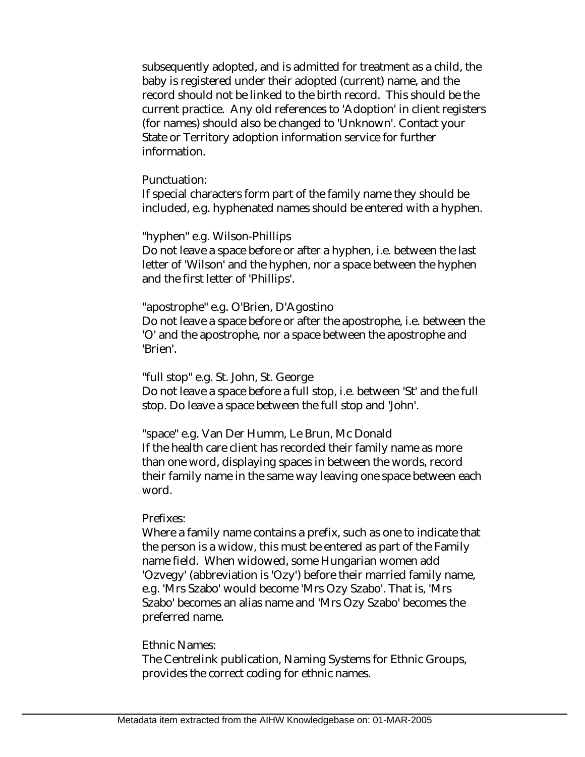subsequently adopted, and is admitted for treatment as a child, the baby is registered under their adopted (current) name, and the record should not be linked to the birth record. This should be the current practice. Any old references to 'Adoption' in client registers (for names) should also be changed to 'Unknown'. Contact your State or Territory adoption information service for further information.

Punctuation:
If special characters form part of the family name they should be included, e.g. hyphenated names should be entered with a hyphen.

"hyphen" e.g. Wilson-Phillips
Do not leave a space before or after a hyphen, i.e. between the last letter of 'Wilson' and the hyphen, nor a space between the hyphen and the first letter of 'Phillips'.

"apostrophe" e.g. O'Brien, D'Agostino
Do not leave a space before or after the apostrophe, i.e. between the 'O' and the apostrophe, nor a space between the apostrophe and 'Brien'.

"full stop" e.g. St. John, St. George
Do not leave a space before a full stop, i.e. between 'St' and the full stop. Do leave a space between the full stop and 'John'.

"space" e.g. Van Der Humm, Le Brun, Mc Donald
If the health care client has recorded their family name as more than one word, displaying spaces in between the words, record their family name in the same way leaving one space between each word.

Prefixes:
Where a family name contains a prefix, such as one to indicate that the person is a widow, this must be entered as part of the Family name field. When widowed, some Hungarian women add 'Ozvegy' (abbreviation is 'Ozy') before their married family name, e.g. 'Mrs Szabo' would become 'Mrs Ozy Szabo'. That is, 'Mrs Szabo' becomes an alias name and 'Mrs Ozy Szabo' becomes the preferred name.

Ethnic Names:
The Centrelink publication, Naming Systems for Ethnic Groups, provides the correct coding for ethnic names.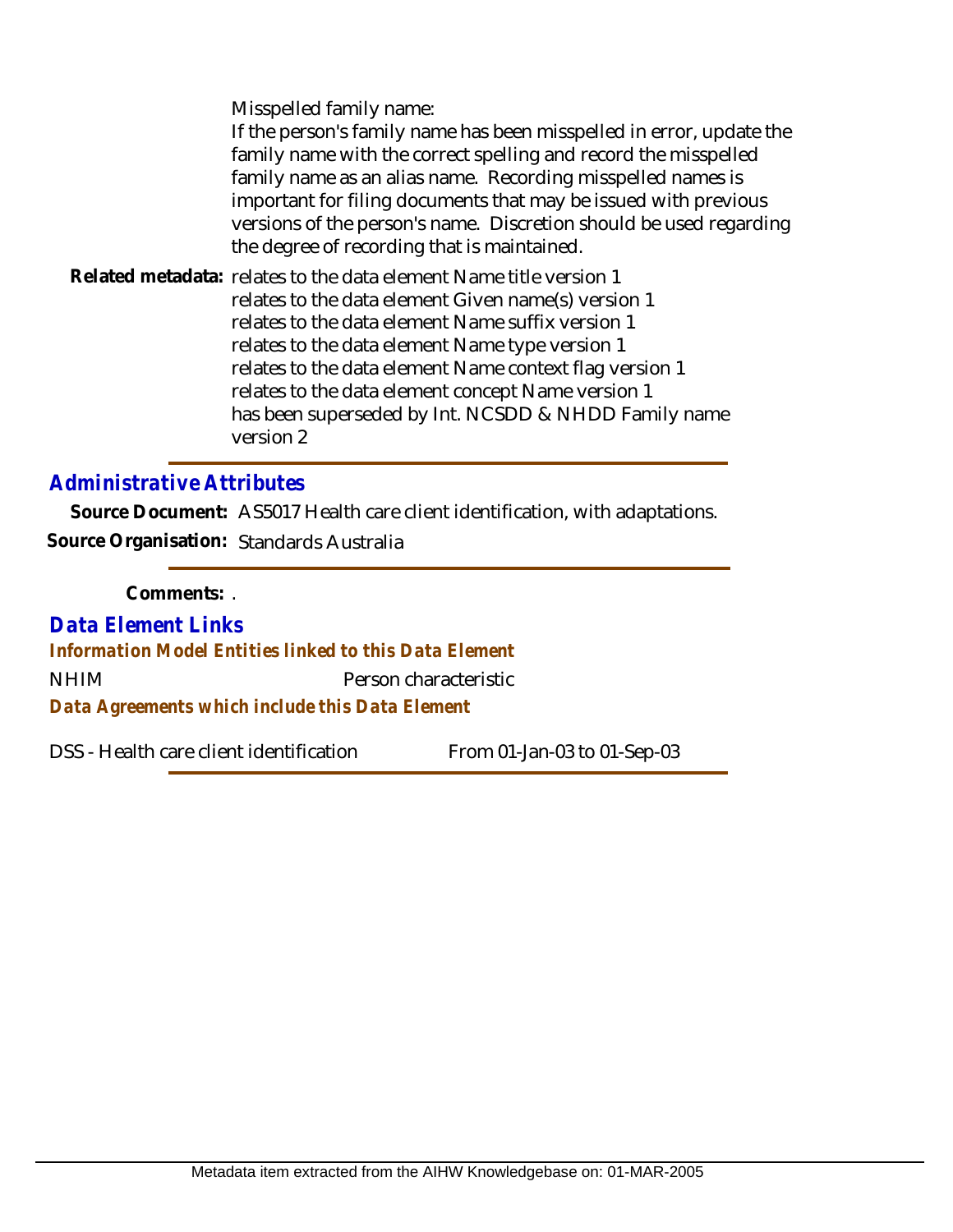Misspelled family name:
If the person's family name has been misspelled in error, update the family name with the correct spelling and record the misspelled family name as an alias name. Recording misspelled names is important for filing documents that may be issued with previous versions of the person's name. Discretion should be used regarding the degree of recording that is maintained.

**Related metadata:** relates to the data element Name title version 1
relates to the data element Given name(s) version 1
relates to the data element Name suffix version 1
relates to the data element Name type version 1
relates to the data element Name context flag version 1
relates to the data element concept Name version 1
has been superseded by Int. NCSDD & NHDD Family name version 2

## Administrative Attributes

**Source Document:** AS5017 Health care client identification, with adaptations.

**Source Organisation:** Standards Australia

**Comments:** .

## Data Element Links

### Information Model Entities linked to this Data Element

NHIM Person characteristic

### Data Agreements which include this Data Element

DSS - Health care client identification From 01-Jan-03 to 01-Sep-03